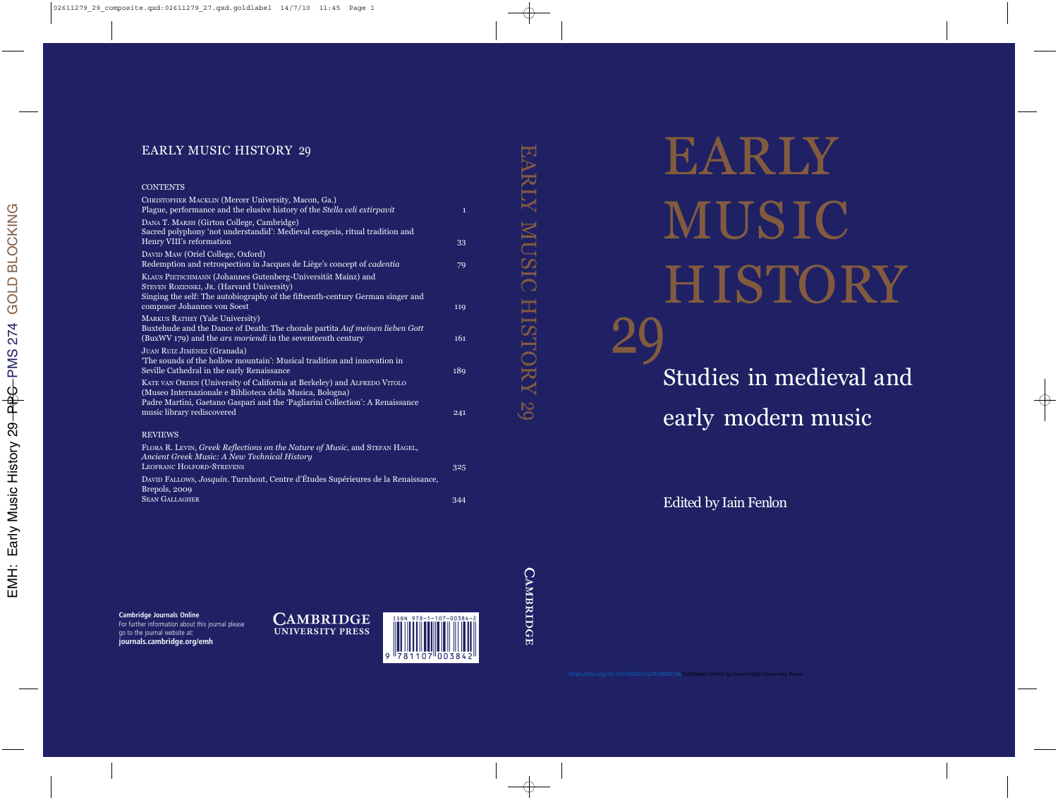# EARLY MUSIC HISTORY 29

## Studies in medieval and early modern music

Edited by Iain Fenlon

## CONTENTS

| | |
|---|---|
| Christopher Macklin (Mercer University, Macon, Ga.)<br>Plague, performance and the elusive history of the *Stella celi extirpavit* | 1 |
| Dana T. Marsh (Girton College, Cambridge)<br>Sacred polyphony 'not understandid': Medieval exegesis, ritual tradition and Henry VIII's reformation | 33 |
| David Maw (Oriel College, Oxford)<br>Redemption and retrospection in Jacques de Liège's concept of *cadentia* | 79 |
| Klaus Pietschmann (Johannes Gutenberg-Universität Mainz) and Steven Rozenski, Jr. (Harvard University)<br>Singing the self: The autobiography of the fifteenth-century German singer and composer Johannes von Soest | 119 |
| Markus Rathey (Yale University)<br>Buxtehude and the Dance of Death: The chorale partita *Auf meinen lieben Gott* (BuxWV 179) and the *ars moriendi* in the seventeenth century | 161 |
| Juan Ruiz Jiménez (Granada)<br>'The sounds of the hollow mountain': Musical tradition and innovation in Seville Cathedral in the early Renaissance | 189 |
| Kate van Orden (University of California at Berkeley) and Alfredo Vitolo (Museo Internazionale e Biblioteca della Musica, Bologna)<br>Padre Martini, Gaetano Gaspari and the 'Pagliarini Collection': A Renaissance music library rediscovered | 241 |

## REVIEWS

| | |
|---|---|
| Flora R. Levin, *Greek Reflections on the Nature of Music*, and Stefan Hagel, *Ancient Greek Music: A New Technical History*<br>Leofranc Holford-Strevens | 325 |
| David Fallows, *Josquin*. Turnhout, Centre d'Études Supérieures de la Renaissance, Brepols, 2009<br>Sean Gallagher | 344 |

**Cambridge Journals Online**
For further information about this journal please go to the journal website at:
**journals.cambridge.org/emh**

CAMBRIDGE UNIVERSITY PRESS

ISBN 978-1-107-00384-2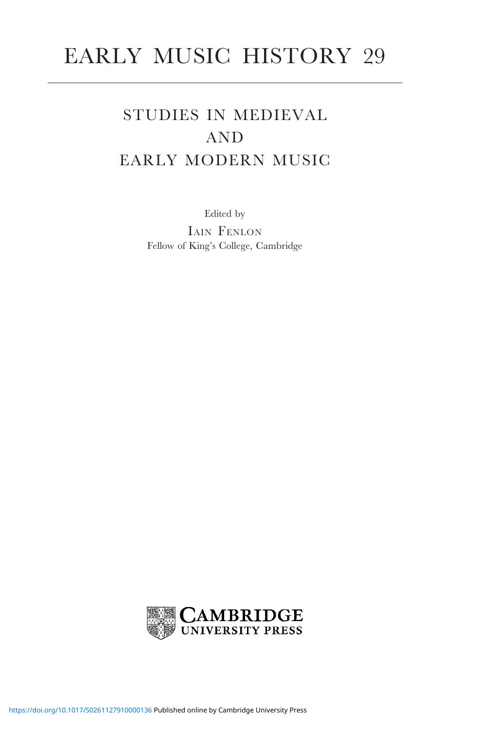# EARLY MUSIC HISTORY 29

## STUDIES IN MEDIEVAL AND EARLY MODERN MUSIC

Edited by

IAIN FENLON

Fellow of King's College, Cambridge

CAMBRIDGE UNIVERSITY PRESS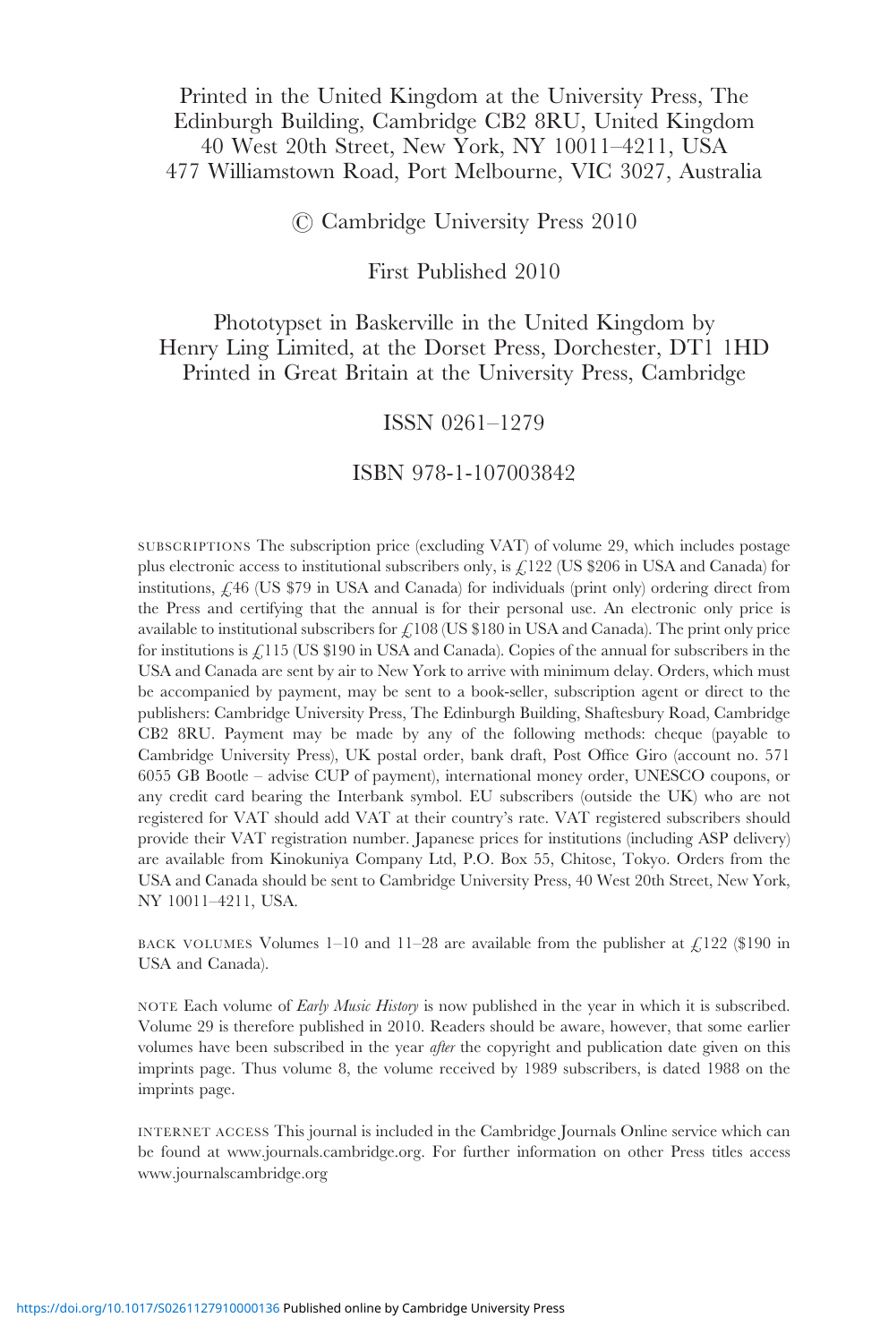Printed in the United Kingdom at the University Press, The Edinburgh Building, Cambridge CB2 8RU, United Kingdom
40 West 20th Street, New York, NY 10011–4211, USA
477 Williamstown Road, Port Melbourne, VIC 3027, Australia

© Cambridge University Press 2010

First Published 2010

Phototypset in Baskerville in the United Kingdom by
Henry Ling Limited, at the Dorset Press, Dorchester, DT1 1HD
Printed in Great Britain at the University Press, Cambridge

ISSN 0261–1279

ISBN 978-1-107003842

SUBSCRIPTIONS The subscription price (excluding VAT) of volume 29, which includes postage plus electronic access to institutional subscribers only, is £122 (US $206 in USA and Canada) for institutions, £46 (US $79 in USA and Canada) for individuals (print only) ordering direct from the Press and certifying that the annual is for their personal use. An electronic only price is available to institutional subscribers for £108 (US $180 in USA and Canada). The print only price for institutions is £115 (US $190 in USA and Canada). Copies of the annual for subscribers in the USA and Canada are sent by air to New York to arrive with minimum delay. Orders, which must be accompanied by payment, may be sent to a book-seller, subscription agent or direct to the publishers: Cambridge University Press, The Edinburgh Building, Shaftesbury Road, Cambridge CB2 8RU. Payment may be made by any of the following methods: cheque (payable to Cambridge University Press), UK postal order, bank draft, Post Office Giro (account no. 571 6055 GB Bootle – advise CUP of payment), international money order, UNESCO coupons, or any credit card bearing the Interbank symbol. EU subscribers (outside the UK) who are not registered for VAT should add VAT at their country's rate. VAT registered subscribers should provide their VAT registration number. Japanese prices for institutions (including ASP delivery) are available from Kinokuniya Company Ltd, P.O. Box 55, Chitose, Tokyo. Orders from the USA and Canada should be sent to Cambridge University Press, 40 West 20th Street, New York, NY 10011–4211, USA.

BACK VOLUMES Volumes 1–10 and 11–28 are available from the publisher at £122 ($190 in USA and Canada).

NOTE Each volume of *Early Music History* is now published in the year in which it is subscribed. Volume 29 is therefore published in 2010. Readers should be aware, however, that some earlier volumes have been subscribed in the year *after* the copyright and publication date given on this imprints page. Thus volume 8, the volume received by 1989 subscribers, is dated 1988 on the imprints page.

INTERNET ACCESS This journal is included in the Cambridge Journals Online service which can be found at www.journals.cambridge.org. For further information on other Press titles access www.journalscambridge.org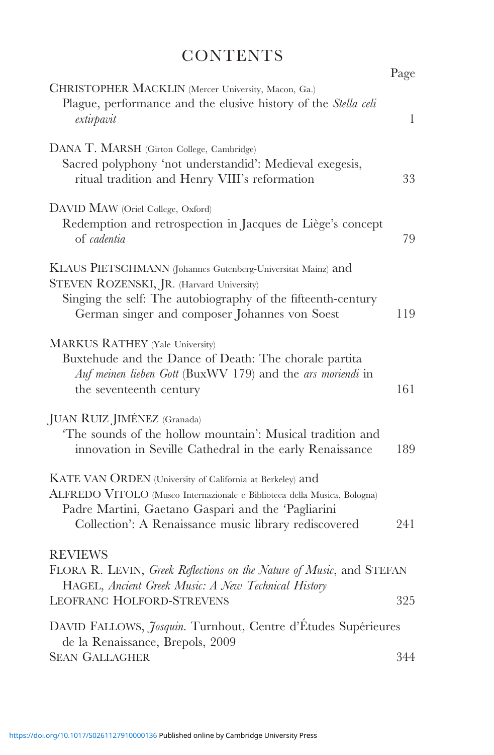# CONTENTS

| | Page |
|---|---|
| CHRISTOPHER MACKLIN (Mercer University, Macon, Ga.)<br>Plague, performance and the elusive history of the *Stella celi extirpavit* | 1 |
| DANA T. MARSH (Girton College, Cambridge)<br>Sacred polyphony 'not understandid': Medieval exegesis, ritual tradition and Henry VIII's reformation | 33 |
| DAVID MAW (Oriel College, Oxford)<br>Redemption and retrospection in Jacques de Liège's concept of *cadentia* | 79 |
| KLAUS PIETSCHMANN (Johannes Gutenberg-Universität Mainz) and STEVEN ROZENSKI, JR. (Harvard University)<br>Singing the self: The autobiography of the fifteenth-century German singer and composer Johannes von Soest | 119 |
| MARKUS RATHEY (Yale University)<br>Buxtehude and the Dance of Death: The chorale partita *Auf meinen lieben Gott* (BuxWV 179) and the *ars moriendi* in the seventeenth century | 161 |
| JUAN RUIZ JIMÉNEZ (Granada)<br>'The sounds of the hollow mountain': Musical tradition and innovation in Seville Cathedral in the early Renaissance | 189 |
| KATE VAN ORDEN (University of California at Berkeley) and ALFREDO VITOLO (Museo Internazionale e Biblioteca della Musica, Bologna)<br>Padre Martini, Gaetano Gaspari and the 'Pagliarini Collection': A Renaissance music library rediscovered | 241 |
| REVIEWS<br>FLORA R. LEVIN, *Greek Reflections on the Nature of Music*, and STEFAN HAGEL, *Ancient Greek Music: A New Technical History*<br>LEOFRANC HOLFORD-STREVENS | 325 |
| DAVID FALLOWS, *Josquin*. Turnhout, Centre d'Études Supérieures de la Renaissance, Brepols, 2009<br>SEAN GALLAGHER | 344 |

https://doi.org/10.1017/S0261127910000136 Published online by Cambridge University Press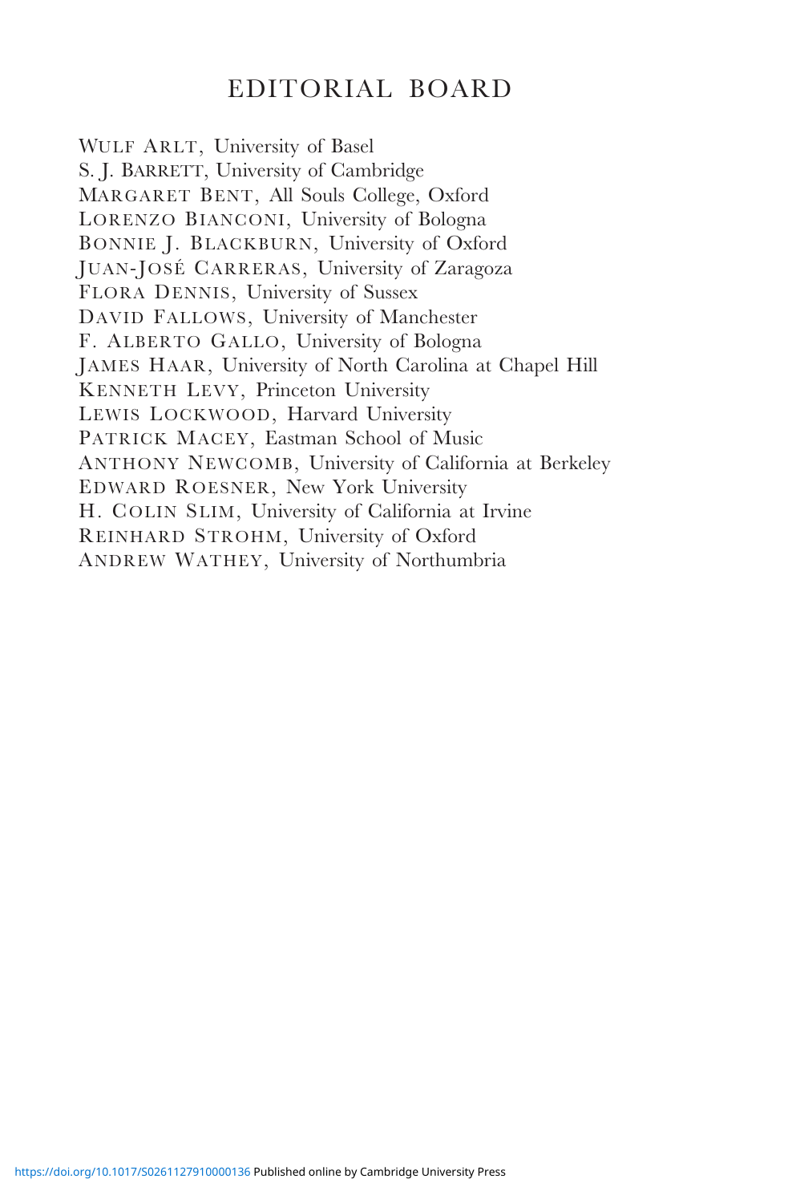# EDITORIAL BOARD

WULF ARLT, University of Basel
S. J. BARRETT, University of Cambridge
MARGARET BENT, All Souls College, Oxford
LORENZO BIANCONI, University of Bologna
BONNIE J. BLACKBURN, University of Oxford
JUAN-JOSÉ CARRERAS, University of Zaragoza
FLORA DENNIS, University of Sussex
DAVID FALLOWS, University of Manchester
F. ALBERTO GALLO, University of Bologna
JAMES HAAR, University of North Carolina at Chapel Hill
KENNETH LEVY, Princeton University
LEWIS LOCKWOOD, Harvard University
PATRICK MACEY, Eastman School of Music
ANTHONY NEWCOMB, University of California at Berkeley
EDWARD ROESNER, New York University
H. COLIN SLIM, University of California at Irvine
REINHARD STROHM, University of Oxford
ANDREW WATHEY, University of Northumbria